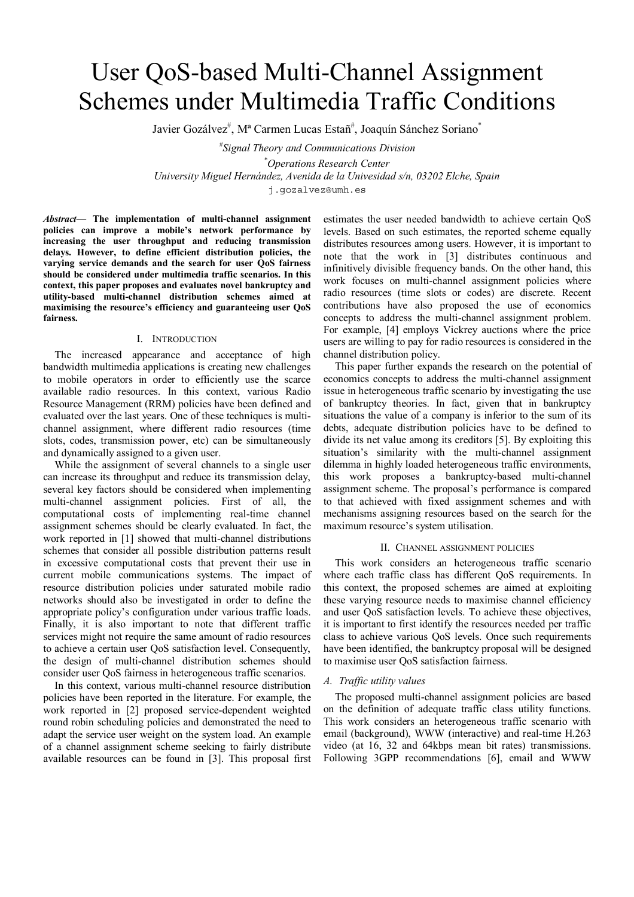# User QoS-based Multi-Channel Assignment Schemes under Multimedia Traffic Conditions

Javier Gozálvez[#], Mª Carmen Lucas Estañ[#], Joaquín Sánchez Soriano[*]

[#]*Signal Theory and Communications Division*

[*]*Operations Research Center*

*University Miguel Hernández, Avenida de la Univesidad s/n, 03202 Elche, Spain*

j.gozalvez@umh.es

***Abstract*— The implementation of multi-channel assignment policies can improve a mobile's network performance by increasing the user throughput and reducing transmission delays. However, to define efficient distribution policies, the varying service demands and the search for user QoS fairness should be considered under multimedia traffic scenarios. In this context, this paper proposes and evaluates novel bankruptcy and utility-based multi-channel distribution schemes aimed at maximising the resource's efficiency and guaranteeing user QoS fairness.**

## I. Introduction

The increased appearance and acceptance of high bandwidth multimedia applications is creating new challenges to mobile operators in order to efficiently use the scarce available radio resources. In this context, various Radio Resource Management (RRM) policies have been defined and evaluated over the last years. One of these techniques is multi-channel assignment, where different radio resources (time slots, codes, transmission power, etc) can be simultaneously and dynamically assigned to a given user.

While the assignment of several channels to a single user can increase its throughput and reduce its transmission delay, several key factors should be considered when implementing multi-channel assignment policies. First of all, the computational costs of implementing real-time channel assignment schemes should be clearly evaluated. In fact, the work reported in [1] showed that multi-channel distributions schemes that consider all possible distribution patterns result in excessive computational costs that prevent their use in current mobile communications systems. The impact of resource distribution policies under saturated mobile radio networks should also be investigated in order to define the appropriate policy's configuration under various traffic loads. Finally, it is also important to note that different traffic services might not require the same amount of radio resources to achieve a certain user QoS satisfaction level. Consequently, the design of multi-channel distribution schemes should consider user QoS fairness in heterogeneous traffic scenarios.

In this context, various multi-channel resource distribution policies have been reported in the literature. For example, the work reported in [2] proposed service-dependent weighted round robin scheduling policies and demonstrated the need to adapt the service user weight on the system load. An example of a channel assignment scheme seeking to fairly distribute available resources can be found in [3]. This proposal first estimates the user needed bandwidth to achieve certain QoS levels. Based on such estimates, the reported scheme equally distributes resources among users. However, it is important to note that the work in [3] distributes continuous and infinitively divisible frequency bands. On the other hand, this work focuses on multi-channel assignment policies where radio resources (time slots or codes) are discrete. Recent contributions have also proposed the use of economics concepts to address the multi-channel assignment problem. For example, [4] employs Vickrey auctions where the price users are willing to pay for radio resources is considered in the channel distribution policy.

This paper further expands the research on the potential of economics concepts to address the multi-channel assignment issue in heterogeneous traffic scenario by investigating the use of bankruptcy theories. In fact, given that in bankruptcy situations the value of a company is inferior to the sum of its debts, adequate distribution policies have to be defined to divide its net value among its creditors [5]. By exploiting this situation's similarity with the multi-channel assignment dilemma in highly loaded heterogeneous traffic environments, this work proposes a bankruptcy-based multi-channel assignment scheme. The proposal's performance is compared to that achieved with fixed assignment schemes and with mechanisms assigning resources based on the search for the maximum resource's system utilisation.

## II. Channel assignment policies

This work considers an heterogeneous traffic scenario where each traffic class has different QoS requirements. In this context, the proposed schemes are aimed at exploiting these varying resource needs to maximise channel efficiency and user QoS satisfaction levels. To achieve these objectives, it is important to first identify the resources needed per traffic class to achieve various QoS levels. Once such requirements have been identified, the bankruptcy proposal will be designed to maximise user QoS satisfaction fairness.

### *A. Traffic utility values*

The proposed multi-channel assignment policies are based on the definition of adequate traffic class utility functions. This work considers an heterogeneous traffic scenario with email (background), WWW (interactive) and real-time H.263 video (at 16, 32 and 64kbps mean bit rates) transmissions. Following 3GPP recommendations [6], email and WWW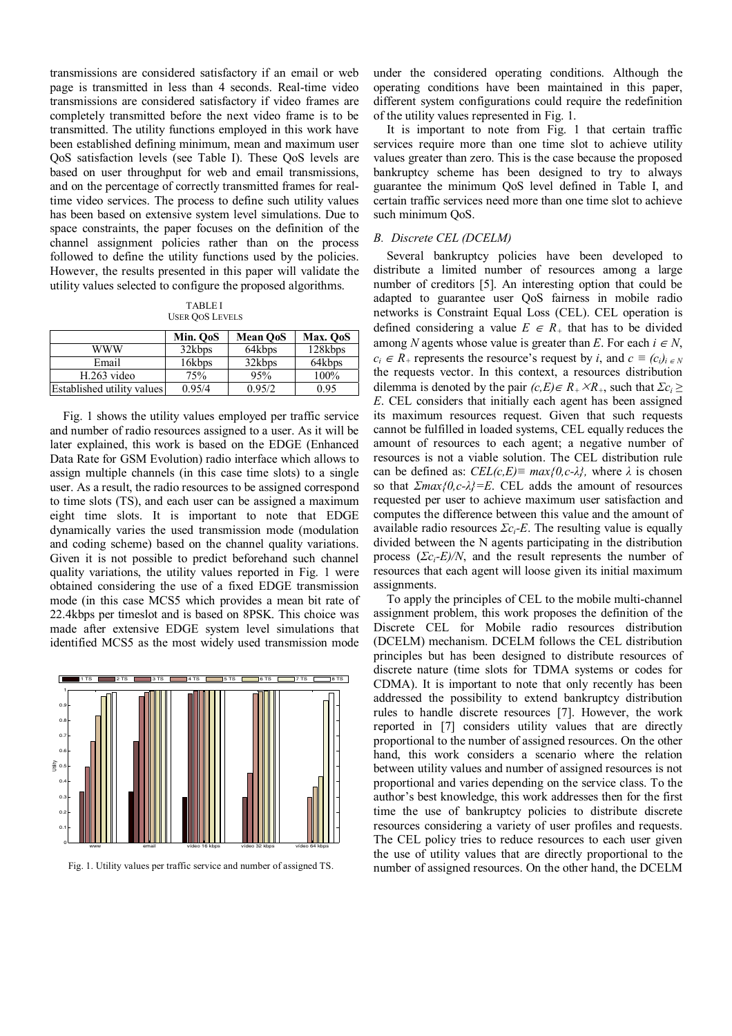transmissions are considered satisfactory if an email or web page is transmitted in less than 4 seconds. Real-time video transmissions are considered satisfactory if video frames are completely transmitted before the next video frame is to be transmitted. The utility functions employed in this work have been established defining minimum, mean and maximum user QoS satisfaction levels (see Table I). These QoS levels are based on user throughput for web and email transmissions, and on the percentage of correctly transmitted frames for real-time video services. The process to define such utility values has been based on extensive system level simulations. Due to space constraints, the paper focuses on the definition of the channel assignment policies rather than on the process followed to define the utility functions used by the policies. However, the results presented in this paper will validate the utility values selected to configure the proposed algorithms.

TABLE I
USER QOS LEVELS

| | Min. QoS | Mean QoS | Max. QoS |
|---|---|---|---|
| WWW | 32kbps | 64kbps | 128kbps |
| Email | 16kbps | 32kbps | 64kbps |
| H.263 video | 75% | 95% | 100% |
| Established utility values | 0.95/4 | 0.95/2 | 0.95 |

Fig. 1 shows the utility values employed per traffic service and number of radio resources assigned to a user. As it will be later explained, this work is based on the EDGE (Enhanced Data Rate for GSM Evolution) radio interface which allows to assign multiple channels (in this case time slots) to a single user. As a result, the radio resources to be assigned correspond to time slots (TS), and each user can be assigned a maximum eight time slots. It is important to note that EDGE dynamically varies the used transmission mode (modulation and coding scheme) based on the channel quality variations. Given it is not possible to predict beforehand such channel quality variations, the utility values reported in Fig. 1 were obtained considering the use of a fixed EDGE transmission mode (in this case MCS5 which provides a mean bit rate of 22.4kbps per timeslot and is based on 8PSK. This choice was made after extensive EDGE system level simulations that identified MCS5 as the most widely used transmission mode

Fig. 1. Utility values per traffic service and number of assigned TS.

under the considered operating conditions. Although the operating conditions have been maintained in this paper, different system configurations could require the redefinition of the utility values represented in Fig. 1.

It is important to note from Fig. 1 that certain traffic services require more than one time slot to achieve utility values greater than zero. This is the case because the proposed bankruptcy scheme has been designed to try to always guarantee the minimum QoS level defined in Table I, and certain traffic services need more than one time slot to achieve such minimum QoS.

### B. Discrete CEL (DCELM)

Several bankruptcy policies have been developed to distribute a limited number of resources among a large number of creditors [5]. An interesting option that could be adapted to guarantee user QoS fairness in mobile radio networks is Constraint Equal Loss (CEL). CEL operation is defined considering a value $E \in R_+$ that has to be divided among $N$ agents whose value is greater than $E$. For each $i \in N$, $c_i \in R_+$ represents the resource's request by $i$, and $c \equiv (c_i)_{i \in N}$ the requests vector. In this context, a resources distribution dilemma is denoted by the pair $(c,E) \in R_+ \times R_+$, such that $\Sigma c_i \geq E$. CEL considers that initially each agent has been assigned its maximum resources request. Given that such requests cannot be fulfilled in loaded systems, CEL equally reduces the amount of resources to each agent; a negative number of resources is not a viable solution. The CEL distribution rule can be defined as: $CEL(c,E) \equiv max\{0,c-\lambda\}$, where $\lambda$ is chosen so that $\Sigma max\{0,c-\lambda\}=E$. CEL adds the amount of resources requested per user to achieve maximum user satisfaction and computes the difference between this value and the amount of available radio resources $\Sigma c_i - E$. The resulting value is equally divided between the N agents participating in the distribution process $(\Sigma c_i - E)/N$, and the result represents the number of resources that each agent will loose given its initial maximum assignments.

To apply the principles of CEL to the mobile multi-channel assignment problem, this work proposes the definition of the Discrete CEL for Mobile radio resources distribution (DCELM) mechanism. DCELM follows the CEL distribution principles but has been designed to distribute resources of discrete nature (time slots for TDMA systems or codes for CDMA). It is important to note that only recently has been addressed the possibility to extend bankruptcy distribution rules to handle discrete resources [7]. However, the work reported in [7] considers utility values that are directly proportional to the number of assigned resources. On the other hand, this work considers a scenario where the relation between utility values and number of assigned resources is not proportional and varies depending on the service class. To the author's best knowledge, this work addresses then for the first time the use of bankruptcy policies to distribute discrete resources considering a variety of user profiles and requests. The CEL policy tries to reduce resources to each user given the use of utility values that are directly proportional to the number of assigned resources. On the other hand, the DCELM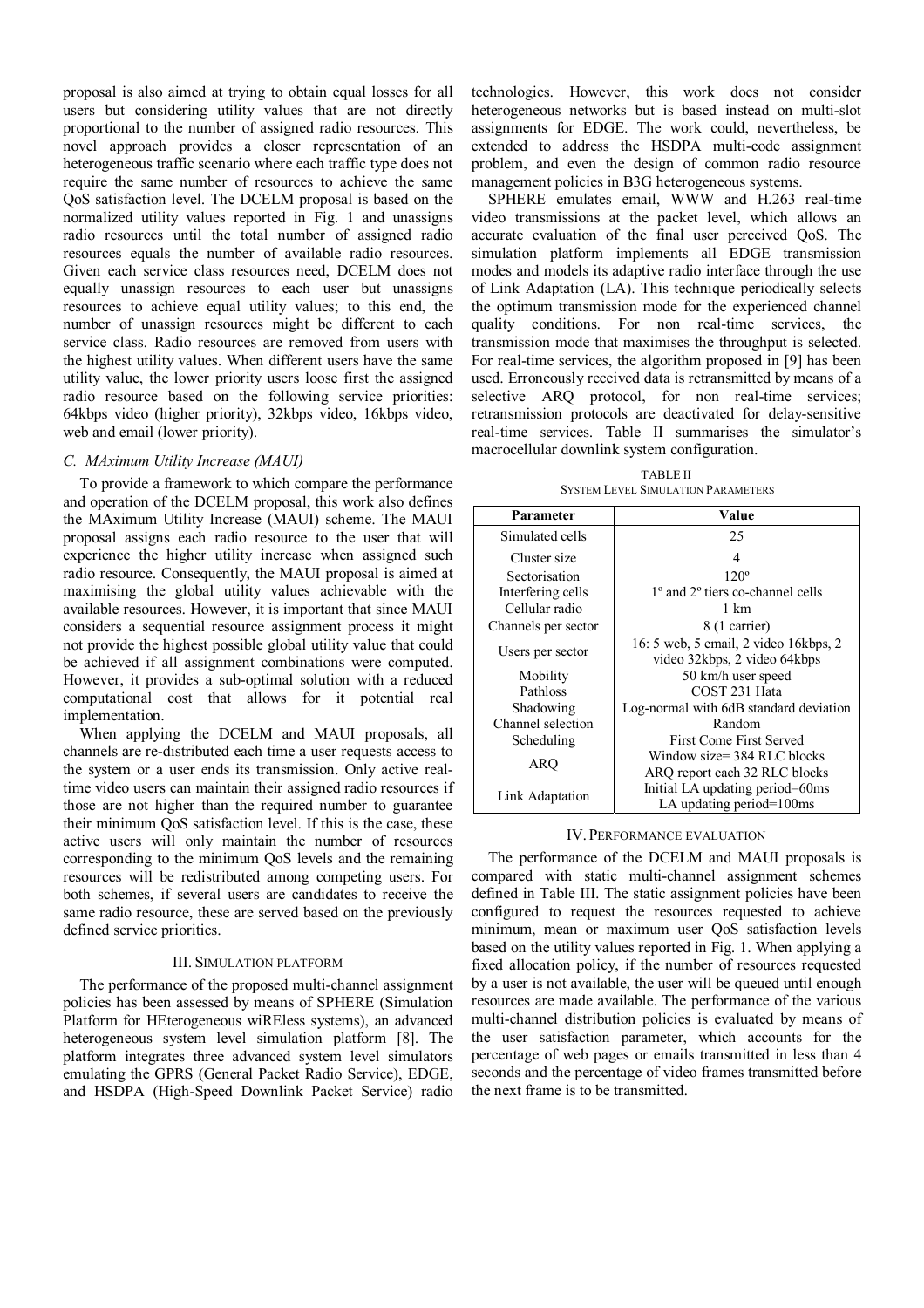proposal is also aimed at trying to obtain equal losses for all users but considering utility values that are not directly proportional to the number of assigned radio resources. This novel approach provides a closer representation of an heterogeneous traffic scenario where each traffic type does not require the same number of resources to achieve the same QoS satisfaction level. The DCELM proposal is based on the normalized utility values reported in Fig. 1 and unassigns radio resources until the total number of assigned radio resources equals the number of available radio resources. Given each service class resources need, DCELM does not equally unassign resources to each user but unassigns resources to achieve equal utility values; to this end, the number of unassign resources might be different to each service class. Radio resources are removed from users with the highest utility values. When different users have the same utility value, the lower priority users loose first the assigned radio resource based on the following service priorities: 64kbps video (higher priority), 32kbps video, 16kbps video, web and email (lower priority).

### C. MAximum Utility Increase (MAUI)

To provide a framework to which compare the performance and operation of the DCELM proposal, this work also defines the MAximum Utility Increase (MAUI) scheme. The MAUI proposal assigns each radio resource to the user that will experience the higher utility increase when assigned such radio resource. Consequently, the MAUI proposal is aimed at maximising the global utility values achievable with the available resources. However, it is important that since MAUI considers a sequential resource assignment process it might not provide the highest possible global utility value that could be achieved if all assignment combinations were computed. However, it provides a sub-optimal solution with a reduced computational cost that allows for it potential real implementation.

When applying the DCELM and MAUI proposals, all channels are re-distributed each time a user requests access to the system or a user ends its transmission. Only active real-time video users can maintain their assigned radio resources if those are not higher than the required number to guarantee their minimum QoS satisfaction level. If this is the case, these active users will only maintain the number of resources corresponding to the minimum QoS levels and the remaining resources will be redistributed among competing users. For both schemes, if several users are candidates to receive the same radio resource, these are served based on the previously defined service priorities.

## III. Simulation platform

The performance of the proposed multi-channel assignment policies has been assessed by means of SPHERE (Simulation Platform for HEterogeneous wiREless systems), an advanced heterogeneous system level simulation platform [8]. The platform integrates three advanced system level simulators emulating the GPRS (General Packet Radio Service), EDGE, and HSDPA (High-Speed Downlink Packet Service) radio technologies. However, this work does not consider heterogeneous networks but is based instead on multi-slot assignments for EDGE. The work could, nevertheless, be extended to address the HSDPA multi-code assignment problem, and even the design of common radio resource management policies in B3G heterogeneous systems.

SPHERE emulates email, WWW and H.263 real-time video transmissions at the packet level, which allows an accurate evaluation of the final user perceived QoS. The simulation platform implements all EDGE transmission modes and models its adaptive radio interface through the use of Link Adaptation (LA). This technique periodically selects the optimum transmission mode for the experienced channel quality conditions. For non real-time services, the transmission mode that maximises the throughput is selected. For real-time services, the algorithm proposed in [9] has been used. Erroneously received data is retransmitted by means of a selective ARQ protocol, for non real-time services; retransmission protocols are deactivated for delay-sensitive real-time services. Table II summarises the simulator's macrocellular downlink system configuration.

TABLE II
System Level Simulation Parameters

| Parameter | Value |
|---|---|
| Simulated cells | 25 |
| Cluster size | 4 |
| Sectorisation | 120º |
| Interfering cells | 1º and 2º tiers co-channel cells |
| Cellular radio | 1 km |
| Channels per sector | 8 (1 carrier) |
| Users per sector | 16: 5 web, 5 email, 2 video 16kbps, 2 video 32kbps, 2 video 64kbps |
| Mobility | 50 km/h user speed |
| Pathloss | COST 231 Hata |
| Shadowing | Log-normal with 6dB standard deviation |
| Channel selection | Random |
| Scheduling | First Come First Served |
| ARQ | Window size= 384 RLC blocks<br>ARQ report each 32 RLC blocks |
| Link Adaptation | Initial LA updating period=60ms<br>LA updating period=100ms |

## IV. Performance evaluation

The performance of the DCELM and MAUI proposals is compared with static multi-channel assignment schemes defined in Table III. The static assignment policies have been configured to request the resources requested to achieve minimum, mean or maximum user QoS satisfaction levels based on the utility values reported in Fig. 1. When applying a fixed allocation policy, if the number of resources requested by a user is not available, the user will be queued until enough resources are made available. The performance of the various multi-channel distribution policies is evaluated by means of the user satisfaction parameter, which accounts for the percentage of web pages or emails transmitted in less than 4 seconds and the percentage of video frames transmitted before the next frame is to be transmitted.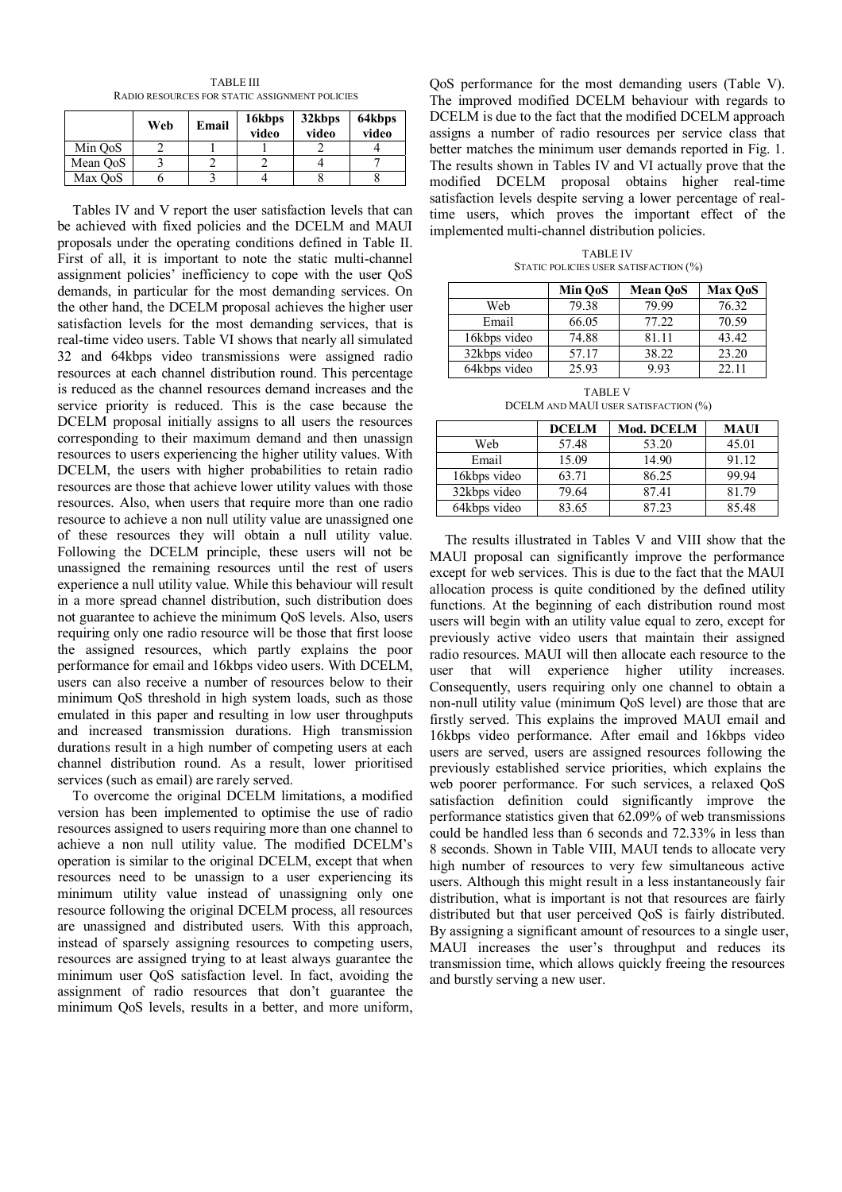TABLE III
RADIO RESOURCES FOR STATIC ASSIGNMENT POLICIES

| | Web | Email | 16kbps video | 32kbps video | 64kbps video |
|---|---|---|---|---|---|
| Min QoS | 2 | 1 | 1 | 2 | 4 |
| Mean QoS | 3 | 2 | 2 | 4 | 7 |
| Max QoS | 6 | 3 | 4 | 8 | 8 |

Tables IV and V report the user satisfaction levels that can be achieved with fixed policies and the DCELM and MAUI proposals under the operating conditions defined in Table II. First of all, it is important to note the static multi-channel assignment policies' inefficiency to cope with the user QoS demands, in particular for the most demanding services. On the other hand, the DCELM proposal achieves the higher user satisfaction levels for the most demanding services, that is real-time video users. Table VI shows that nearly all simulated 32 and 64kbps video transmissions were assigned radio resources at each channel distribution round. This percentage is reduced as the channel resources demand increases and the service priority is reduced. This is the case because the DCELM proposal initially assigns to all users the resources corresponding to their maximum demand and then unassign resources to users experiencing the higher utility values. With DCELM, the users with higher probabilities to retain radio resources are those that achieve lower utility values with those resources. Also, when users that require more than one radio resource to achieve a non null utility value are unassigned one of these resources they will obtain a null utility value. Following the DCELM principle, these users will not be unassigned the remaining resources until the rest of users experience a null utility value. While this behaviour will result in a more spread channel distribution, such distribution does not guarantee to achieve the minimum QoS levels. Also, users requiring only one radio resource will be those that first loose the assigned resources, which partly explains the poor performance for email and 16kbps video users. With DCELM, users can also receive a number of resources below to their minimum QoS threshold in high system loads, such as those emulated in this paper and resulting in low user throughputs and increased transmission durations. High transmission durations result in a high number of competing users at each channel distribution round. As a result, lower prioritised services (such as email) are rarely served.

To overcome the original DCELM limitations, a modified version has been implemented to optimise the use of radio resources assigned to users requiring more than one channel to achieve a non null utility value. The modified DCELM's operation is similar to the original DCELM, except that when resources need to be unassign to a user experiencing its minimum utility value instead of unassigning only one resource following the original DCELM process, all resources are unassigned and distributed users. With this approach, instead of sparsely assigning resources to competing users, resources are assigned trying to at least always guarantee the minimum user QoS satisfaction level. In fact, avoiding the assignment of radio resources that don't guarantee the minimum QoS levels, results in a better, and more uniform, QoS performance for the most demanding users (Table V). The improved modified DCELM behaviour with regards to DCELM is due to the fact that the modified DCELM approach assigns a number of radio resources per service class that better matches the minimum user demands reported in Fig. 1. The results shown in Tables IV and VI actually prove that the modified DCELM proposal obtains higher real-time satisfaction levels despite serving a lower percentage of real-time users, which proves the important effect of the implemented multi-channel distribution policies.

TABLE IV
STATIC POLICIES USER SATISFACTION (%)

| | Min QoS | Mean QoS | Max QoS |
|---|---|---|---|
| Web | 79.38 | 79.99 | 76.32 |
| Email | 66.05 | 77.22 | 70.59 |
| 16kbps video | 74.88 | 81.11 | 43.42 |
| 32kbps video | 57.17 | 38.22 | 23.20 |
| 64kbps video | 25.93 | 9.93 | 22.11 |

TABLE V
DCELM AND MAUI USER SATISFACTION (%)

| | DCELM | Mod. DCELM | MAUI |
|---|---|---|---|
| Web | 57.48 | 53.20 | 45.01 |
| Email | 15.09 | 14.90 | 91.12 |
| 16kbps video | 63.71 | 86.25 | 99.94 |
| 32kbps video | 79.64 | 87.41 | 81.79 |
| 64kbps video | 83.65 | 87.23 | 85.48 |

The results illustrated in Tables V and VIII show that the MAUI proposal can significantly improve the performance except for web services. This is due to the fact that the MAUI allocation process is quite conditioned by the defined utility functions. At the beginning of each distribution round most users will begin with an utility value equal to zero, except for previously active video users that maintain their assigned radio resources. MAUI will then allocate each resource to the user that will experience higher utility increases. Consequently, users requiring only one channel to obtain a non-null utility value (minimum QoS level) are those that are firstly served. This explains the improved MAUI email and 16kbps video performance. After email and 16kbps video users are served, users are assigned resources following the previously established service priorities, which explains the web poorer performance. For such services, a relaxed QoS satisfaction definition could significantly improve the performance statistics given that 62.09% of web transmissions could be handled less than 6 seconds and 72.33% in less than 8 seconds. Shown in Table VIII, MAUI tends to allocate very high number of resources to very few simultaneous active users. Although this might result in a less instantaneously fair distribution, what is important is not that resources are fairly distributed but that user perceived QoS is fairly distributed. By assigning a significant amount of resources to a single user, MAUI increases the user's throughput and reduces its transmission time, which allows quickly freeing the resources and burstly serving a new user.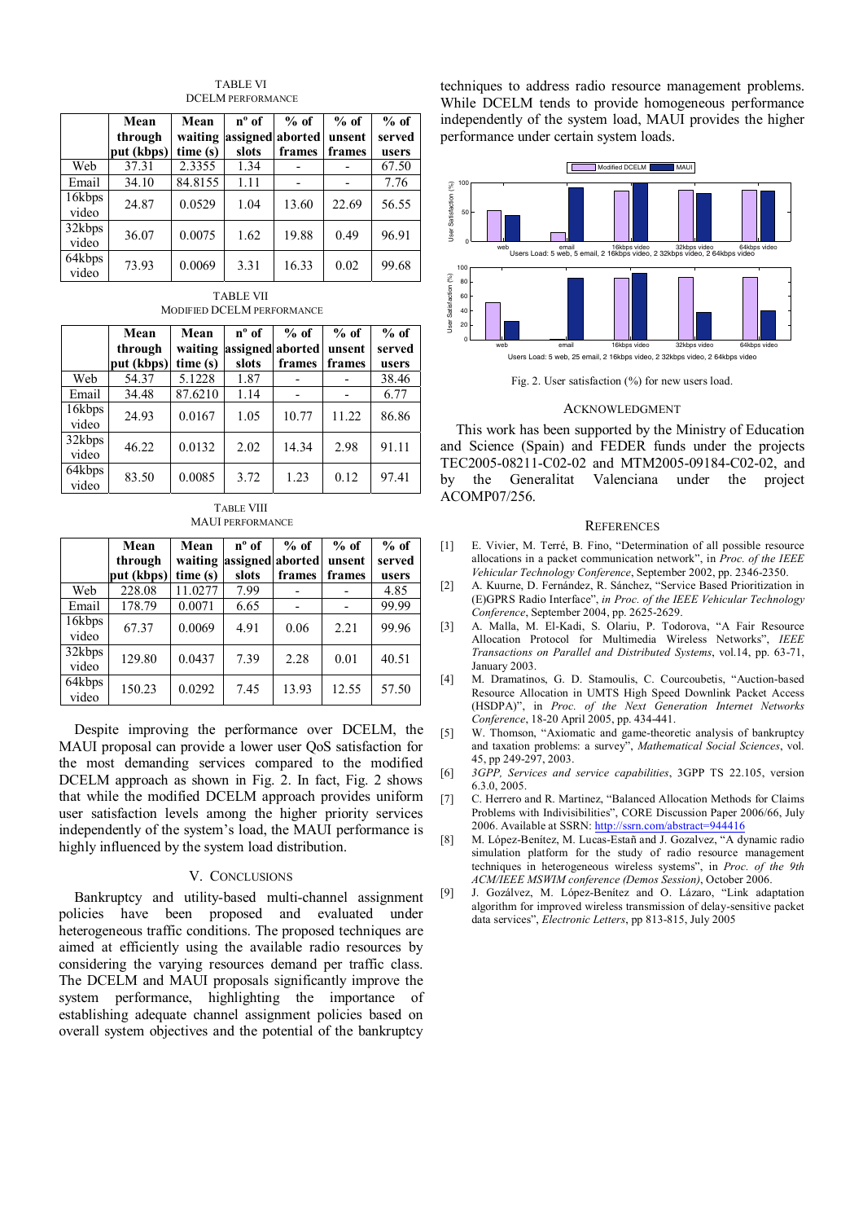TABLE VI
DCELM PERFORMANCE

| | Mean through put (kbps) | Mean waiting time (s) | nº of assigned slots | % of aborted frames | % of unsent frames | % of served users |
|---|---|---|---|---|---|---|
| Web | 37.31 | 2.3355 | 1.34 | - | - | 67.50 |
| Email | 34.10 | 84.8155 | 1.11 | - | - | 7.76 |
| 16kbps video | 24.87 | 0.0529 | 1.04 | 13.60 | 22.69 | 56.55 |
| 32kbps video | 36.07 | 0.0075 | 1.62 | 19.88 | 0.49 | 96.91 |
| 64kbps video | 73.93 | 0.0069 | 3.31 | 16.33 | 0.02 | 99.68 |

TABLE VII
MODIFIED DCELM PERFORMANCE

| | Mean through put (kbps) | Mean waiting time (s) | nº of assigned slots | % of aborted frames | % of unsent frames | % of served users |
|---|---|---|---|---|---|---|
| Web | 54.37 | 5.1228 | 1.87 | - | - | 38.46 |
| Email | 34.48 | 87.6210 | 1.14 | - | - | 6.77 |
| 16kbps video | 24.93 | 0.0167 | 1.05 | 10.77 | 11.22 | 86.86 |
| 32kbps video | 46.22 | 0.0132 | 2.02 | 14.34 | 2.98 | 91.11 |
| 64kbps video | 83.50 | 0.0085 | 3.72 | 1.23 | 0.12 | 97.41 |

TABLE VIII
MAUI PERFORMANCE

| | Mean through put (kbps) | Mean waiting time (s) | nº of assigned slots | % of aborted frames | % of unsent frames | % of served users |
|---|---|---|---|---|---|---|
| Web | 228.08 | 11.0277 | 7.99 | - | - | 4.85 |
| Email | 178.79 | 0.0071 | 6.65 | - | - | 99.99 |
| 16kbps video | 67.37 | 0.0069 | 4.91 | 0.06 | 2.21 | 99.96 |
| 32kbps video | 129.80 | 0.0437 | 7.39 | 2.28 | 0.01 | 40.51 |
| 64kbps video | 150.23 | 0.0292 | 7.45 | 13.93 | 12.55 | 57.50 |

Despite improving the performance over DCELM, the MAUI proposal can provide a lower user QoS satisfaction for the most demanding services compared to the modified DCELM approach as shown in Fig. 2. In fact, Fig. 2 shows that while the modified DCELM approach provides uniform user satisfaction levels among the higher priority services independently of the system's load, the MAUI performance is highly influenced by the system load distribution.

## V. CONCLUSIONS

Bankruptcy and utility-based multi-channel assignment policies have been proposed and evaluated under heterogeneous traffic conditions. The proposed techniques are aimed at efficiently using the available radio resources by considering the varying resources demand per traffic class. The DCELM and MAUI proposals significantly improve the system performance, highlighting the importance of establishing adequate channel assignment policies based on overall system objectives and the potential of the bankruptcy techniques to address radio resource management problems. While DCELM tends to provide homogeneous performance independently of the system load, MAUI provides the higher performance under certain system loads.

Modified DCELM
MAUI
User Satisfaction (%)
100
50
0
web
email
16kbps video
32kbps video
64kbps video
Users Load: 5 web, 5 email, 2 16kbps video, 2 32kbps video, 2 64kbps video

User Satisfaction (%)
100
80
60
40
20
0
web
email
16kbps video
32kbps video
64kbps video
Users Load: 5 web, 25 email, 2 16kbps video, 2 32kbps video, 2 64kbps video

Fig. 2. User satisfaction (%) for new users load.

## ACKNOWLEDGMENT

This work has been supported by the Ministry of Education and Science (Spain) and FEDER funds under the projects TEC2005-08211-C02-02 and MTM2005-09184-C02-02, and by the Generalitat Valenciana under the project ACOMP07/256.

## REFERENCES

[1] E. Vivier, M. Terré, B. Fino, "Determination of all possible resource allocations in a packet communication network", in *Proc. of the IEEE Vehicular Technology Conference*, September 2002, pp. 2346-2350.

[2] A. Kuurne, D. Fernández, R. Sánchez, "Service Based Prioritization in (E)GPRS Radio Interface", *in Proc. of the IEEE Vehicular Technology Conference*, September 2004, pp. 2625-2629.

[3] A. Malla, M. El-Kadi, S. Olariu, P. Todorova, "A Fair Resource Allocation Protocol for Multimedia Wireless Networks", *IEEE Transactions on Parallel and Distributed Systems*, vol.14, pp. 63-71, January 2003.

[4] M. Dramatinos, G. D. Stamoulis, C. Courcoubetis, "Auction-based Resource Allocation in UMTS High Speed Downlink Packet Access (HSDPA)", in *Proc. of the Next Generation Internet Networks Conference*, 18-20 April 2005, pp. 434-441.

[5] W. Thomson, "Axiomatic and game-theoretic analysis of bankruptcy and taxation problems: a survey", *Mathematical Social Sciences*, vol. 45, pp 249-297, 2003.

[6] *3GPP, Services and service capabilities*, 3GPP TS 22.105, version 6.3.0, 2005.

[7] C. Herrero and R. Martinez, "Balanced Allocation Methods for Claims Problems with Indivisibilities", CORE Discussion Paper 2006/66, July 2006. Available at SSRN: http://ssrn.com/abstract=944416

[8] M. López-Benítez, M. Lucas-Estañ and J. Gozalvez, "A dynamic radio simulation platform for the study of radio resource management techniques in heterogeneous wireless systems", in *Proc. of the 9th ACM/IEEE MSWIM conference (Demos Session)*, October 2006.

[9] J. Gozálvez, M. López-Benítez and O. Lázaro, "Link adaptation algorithm for improved wireless transmission of delay-sensitive packet data services", *Electronic Letters*, pp 813-815, July 2005